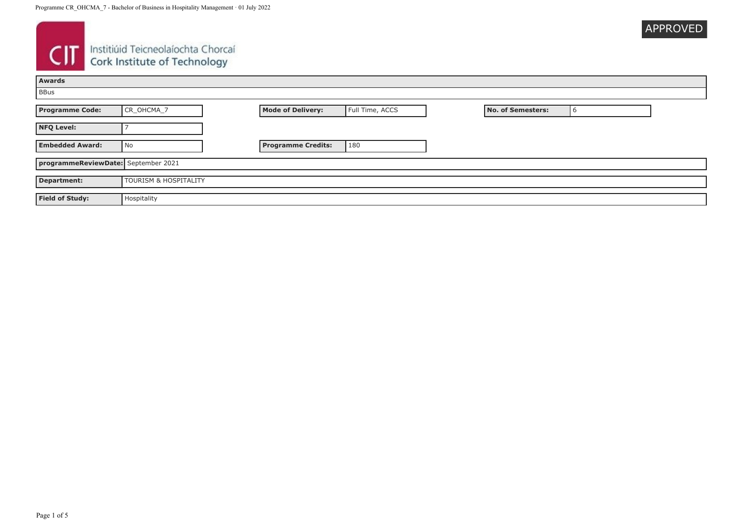APPROVED

Institiúid Teicneolaíochta Chorcaí
Cork Institute of Technology

| Awards |
| --- |
| BBus |

| | | | | | |
| --- | --- | --- | --- | --- | --- |
| **Programme Code:** | CR_OHCMA_7 | **Mode of Delivery:** | Full Time, ACCS | **No. of Semesters:** | 6 |
| **NFQ Level:** | 7 | | | | |
| **Embedded Award:** | No | **Programme Credits:** | 180 | | |

| | |
| --- | --- |
| **programmeReviewDate:** | September 2021 |
| **Department:** | TOURISM & HOSPITALITY |
| **Field of Study:** | Hospitality |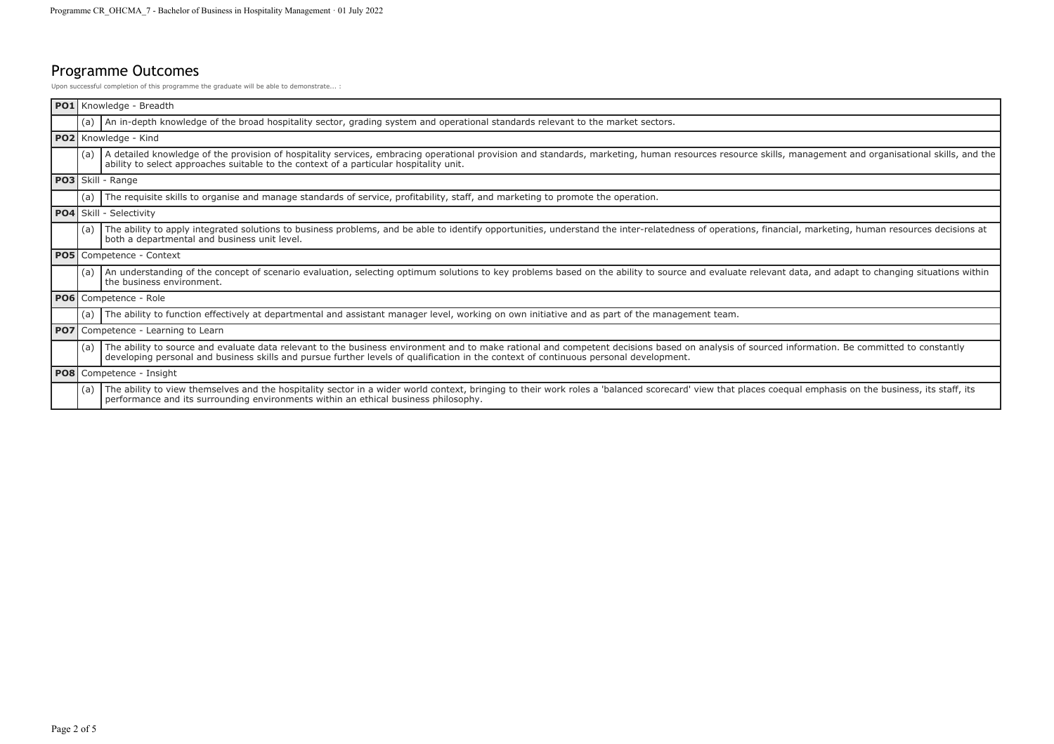## Programme Outcomes

Upon successful completion of this programme the graduate will be able to demonstrate... :

| | | |
|---|---|---|
| **PO1** | Knowledge - Breadth | |
| | (a) | An in-depth knowledge of the broad hospitality sector, grading system and operational standards relevant to the market sectors. |
| **PO2** | Knowledge - Kind | |
| | (a) | A detailed knowledge of the provision of hospitality services, embracing operational provision and standards, marketing, human resources resource skills, management and organisational skills, and the ability to select approaches suitable to the context of a particular hospitality unit. |
| **PO3** | Skill - Range | |
| | (a) | The requisite skills to organise and manage standards of service, profitability, staff, and marketing to promote the operation. |
| **PO4** | Skill - Selectivity | |
| | (a) | The ability to apply integrated solutions to business problems, and be able to identify opportunities, understand the inter-relatedness of operations, financial, marketing, human resources decisions at both a departmental and business unit level. |
| **PO5** | Competence - Context | |
| | (a) | An understanding of the concept of scenario evaluation, selecting optimum solutions to key problems based on the ability to source and evaluate relevant data, and adapt to changing situations within the business environment. |
| **PO6** | Competence - Role | |
| | (a) | The ability to function effectively at departmental and assistant manager level, working on own initiative and as part of the management team. |
| **PO7** | Competence - Learning to Learn | |
| | (a) | The ability to source and evaluate data relevant to the business environment and to make rational and competent decisions based on analysis of sourced information. Be committed to constantly developing personal and business skills and pursue further levels of qualification in the context of continuous personal development. |
| **PO8** | Competence - Insight | |
| | (a) | The ability to view themselves and the hospitality sector in a wider world context, bringing to their work roles a 'balanced scorecard' view that places coequal emphasis on the business, its staff, its performance and its surrounding environments within an ethical business philosophy. |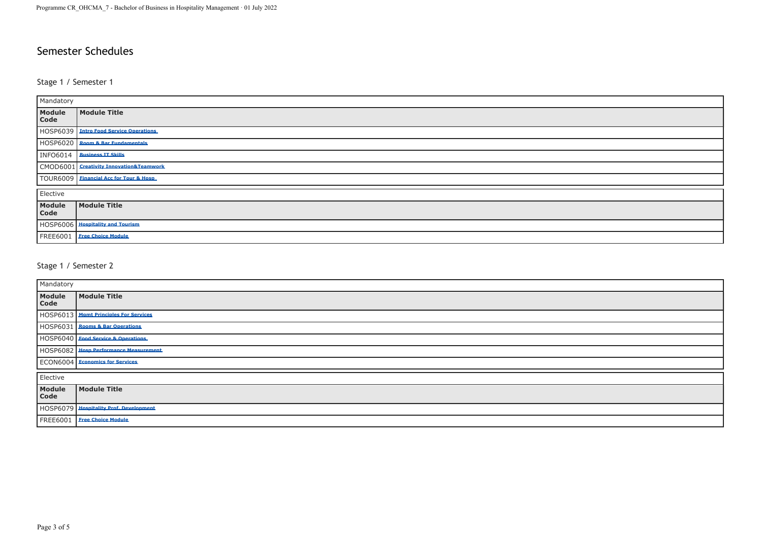# Semester Schedules

## Stage 1 / Semester 1

| Mandatory | |
|---|---|
| **Module Code** | **Module Title** |
| HOSP6039 | Intro Food Service Operations |
| HOSP6020 | Room & Bar Fundamentals |
| INFO6014 | Business IT Skills |
| CMOD6001 | Creativity Innovation&Teamwork |
| TOUR6009 | Financial Acc for Tour & Hosp |

| Elective | |
|---|---|
| **Module Code** | **Module Title** |
| HOSP6006 | Hospitality and Tourism |
| FREE6001 | Free Choice Module |

## Stage 1 / Semester 2

| Mandatory | |
|---|---|
| **Module Code** | **Module Title** |
| HOSP6013 | Mgmt Principles For Services |
| HOSP6031 | Rooms & Bar Operations |
| HOSP6040 | Food Service & Operations |
| HOSP6082 | Hosp Performance Measurement |
| ECON6004 | Economics for Services |

| Elective | |
|---|---|
| **Module Code** | **Module Title** |
| HOSP6079 | Hospitality Prof. Development |
| FREE6001 | Free Choice Module |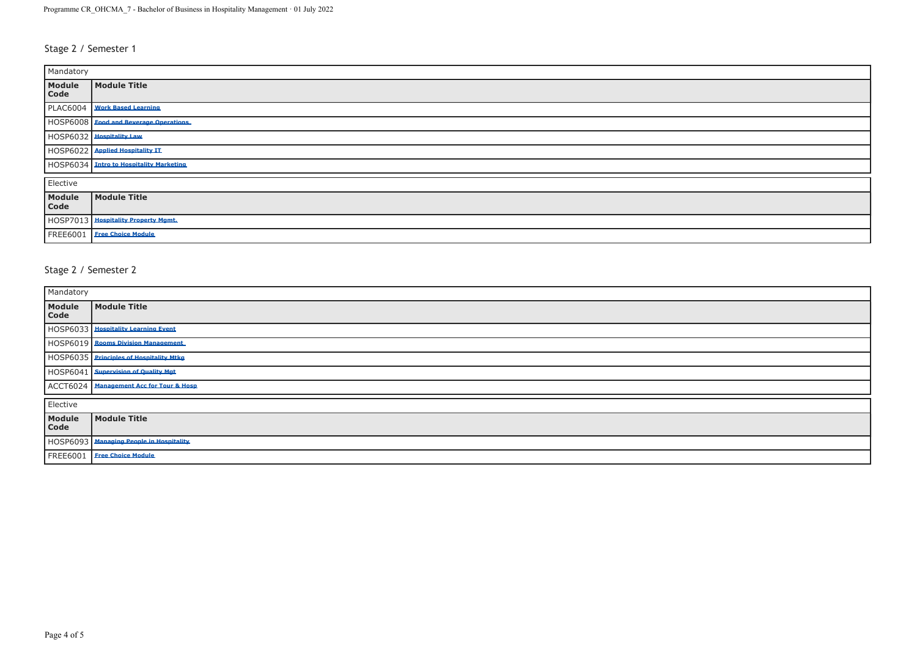## Stage 2 / Semester 1

Mandatory

| Module Code | Module Title |
|---|---|
| PLAC6004 | Work Based Learning |
| HOSP6008 | Food and Beverage Operations |
| HOSP6032 | Hospitality Law |
| HOSP6022 | Applied Hospitality IT |
| HOSP6034 | Intro to Hospitality Marketing |

Elective

| Module Code | Module Title |
|---|---|
| HOSP7013 | Hospitality Property Mgmt. |
| FREE6001 | Free Choice Module |

## Stage 2 / Semester 2

Mandatory

| Module Code | Module Title |
|---|---|
| HOSP6033 | Hospitality Learning Event |
| HOSP6019 | Rooms Division Management |
| HOSP6035 | Principles of Hospitality Mtkg |
| HOSP6041 | Supervision of Quality Mgt |
| ACCT6024 | Management Acc for Tour & Hosp |

Elective

| Module Code | Module Title |
|---|---|
| HOSP6093 | Managing People in Hospitality |
| FREE6001 | Free Choice Module |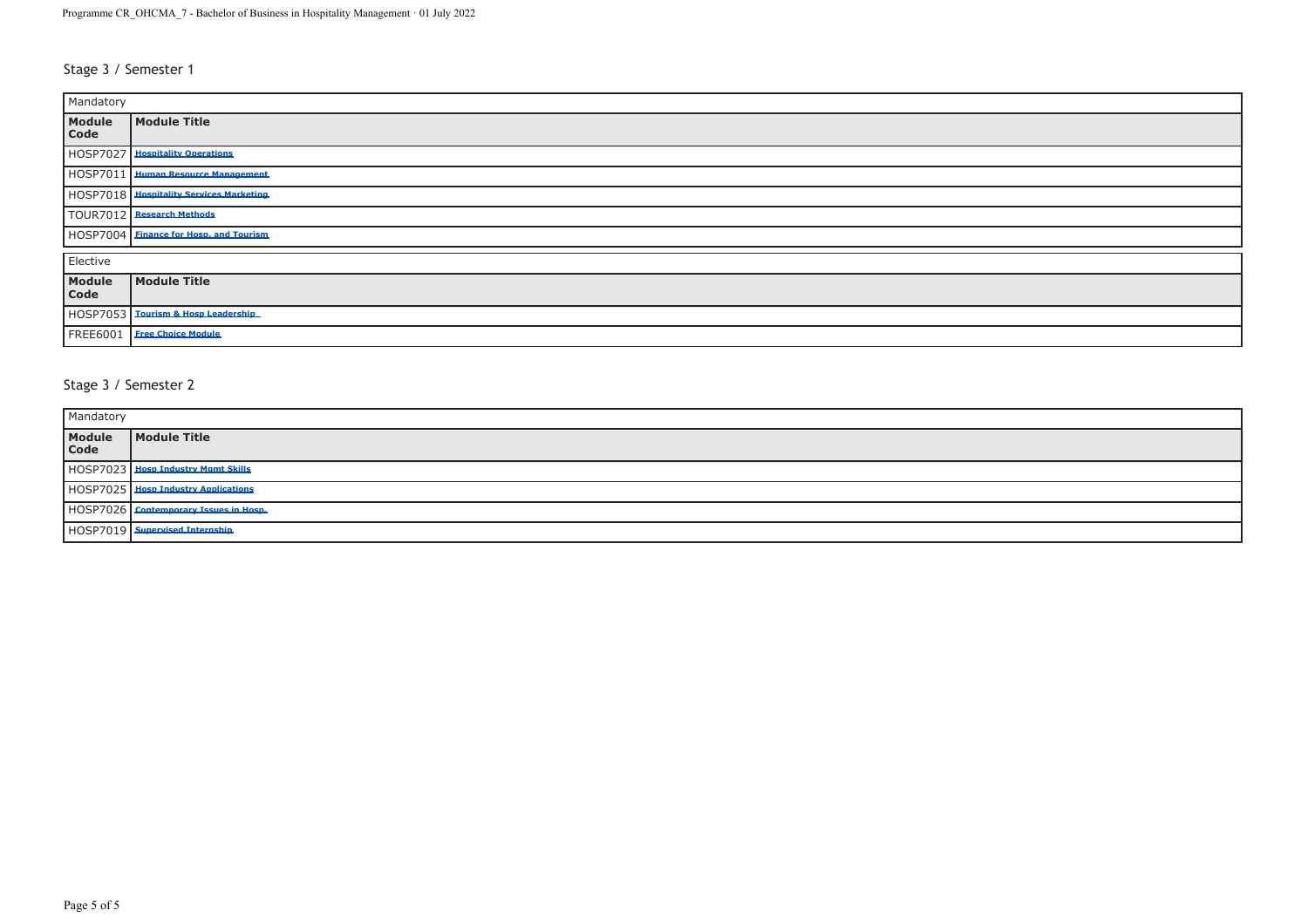## Stage 3 / Semester 1

| Mandatory | |
|---|---|
| **Module Code** | **Module Title** |
| HOSP7027 | Hospitality Operations |
| HOSP7011 | Human Resource Management |
| HOSP7018 | Hospitality Services Marketing |
| TOUR7012 | Research Methods |
| HOSP7004 | Finance for Hosp. and Tourism |

| Elective | |
|---|---|
| **Module Code** | **Module Title** |
| HOSP7053 | Tourism & Hosp Leadership |
| FREE6001 | Free Choice Module |

## Stage 3 / Semester 2

| Mandatory | |
|---|---|
| **Module Code** | **Module Title** |
| HOSP7023 | Hosp Industry Mgmt Skills |
| HOSP7025 | Hosp Industry Applications |
| HOSP7026 | Contemporary Issues in Hosp. |
| HOSP7019 | Supervised Internship |